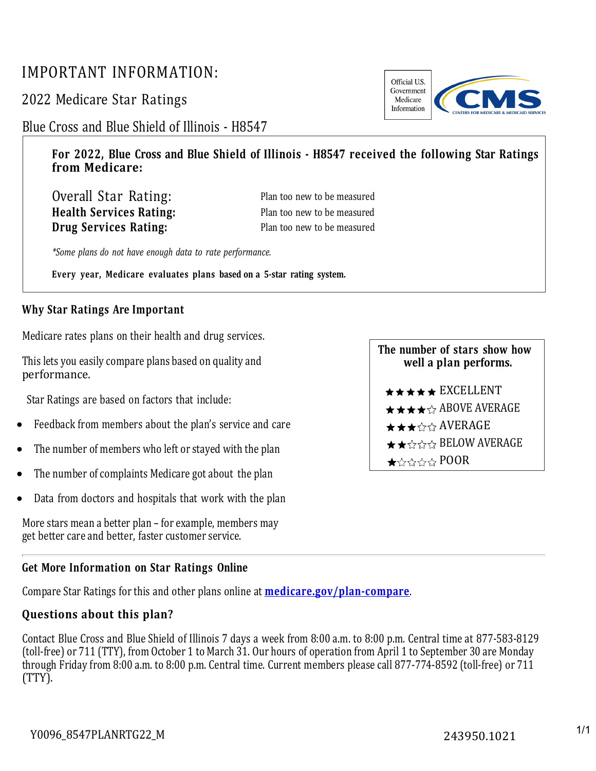# IMPORTANT INFORMATION:

## 2022 Medicare Star Ratings

## Blue Cross and Blue Shield of Illinois - H8547

Official U.S. Government Medicare Information

**For 2022, Blue Cross and Blue Shield of Illinois - H8547 received the following Star Ratings from Medicare:**

| | |
|---|---|
| Overall Star Rating: | Plan too new to be measured |
| **Health Services Rating:** | Plan too new to be measured |
| **Drug Services Rating:** | Plan too new to be measured |

*\*Some plans do not have enough data to rate performance.*

**Every year, Medicare evaluates plans based on a 5-star rating system.**

### Why Star Ratings Are Important

Medicare rates plans on their health and drug services.

This lets you easily compare plans based on quality and performance.

Star Ratings are based on factors that include:

- Feedback from members about the plan's service and care
- The number of members who left or stayed with the plan
- The number of complaints Medicare got about the plan
- Data from doctors and hospitals that work with the plan

More stars mean a better plan – for example, members may get better care and better, faster customer service.

**The number of stars show how well a plan performs.**

- ★★★★★ EXCELLENT
- ★★★★☆ ABOVE AVERAGE
- ★★★☆☆ AVERAGE
- ★★☆☆☆ BELOW AVERAGE
- ★☆☆☆☆ POOR

### Get More Information on Star Ratings Online

Compare Star Ratings for this and other plans online at **medicare.gov/plan-compare**.

### Questions about this plan?

Contact Blue Cross and Blue Shield of Illinois 7 days a week from 8:00 a.m. to 8:00 p.m. Central time at 877-583-8129 (toll-free) or 711 (TTY), from October 1 to March 31. Our hours of operation from April 1 to September 30 are Monday through Friday from 8:00 a.m. to 8:00 p.m. Central time. Current members please call 877-774-8592 (toll-free) or 711 (TTY).

Y0096_8547PLANRTG22_M

243950.1021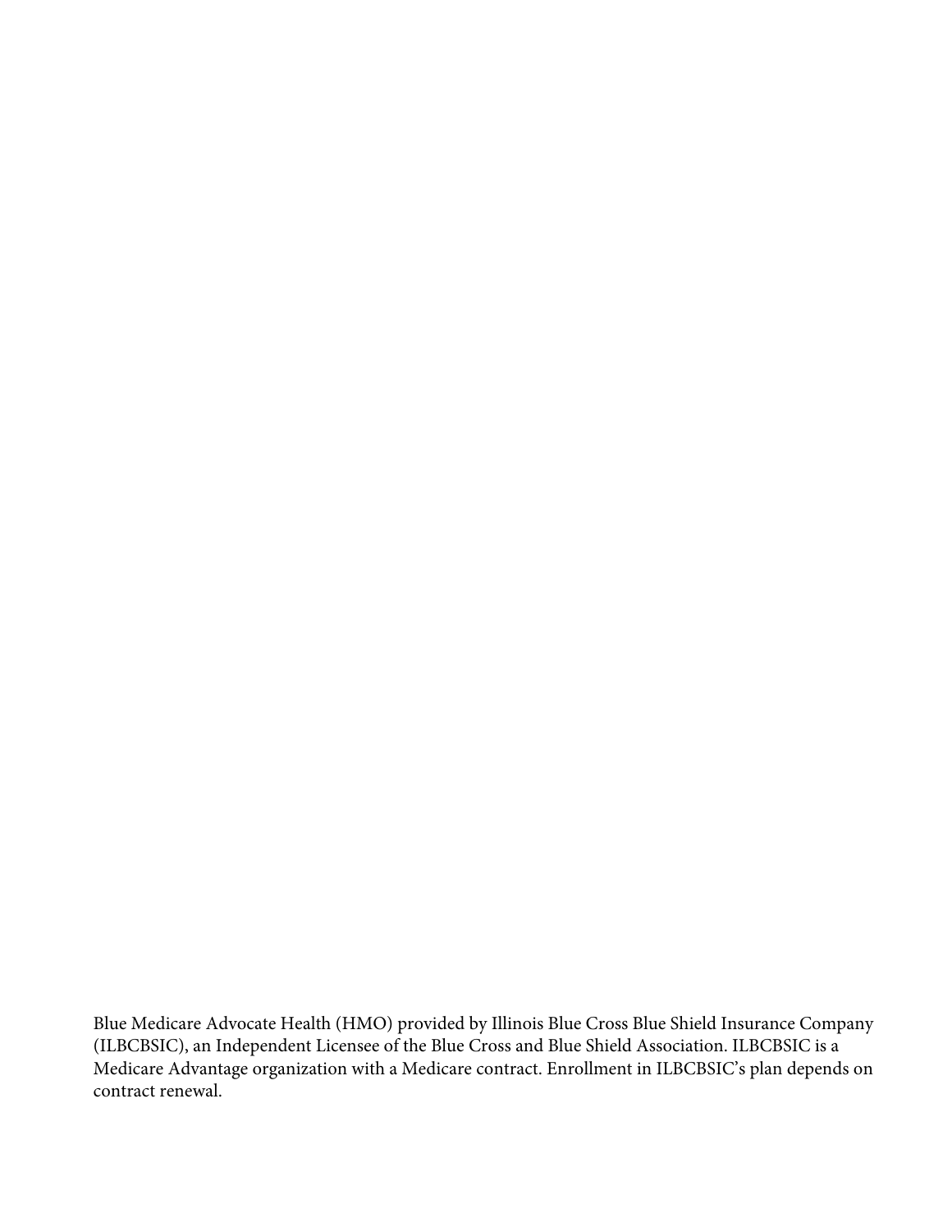Blue Medicare Advocate Health (HMO) provided by Illinois Blue Cross Blue Shield Insurance Company (ILBCBSIC), an Independent Licensee of the Blue Cross and Blue Shield Association. ILBCBSIC is a Medicare Advantage organization with a Medicare contract. Enrollment in ILBCBSIC's plan depends on contract renewal.